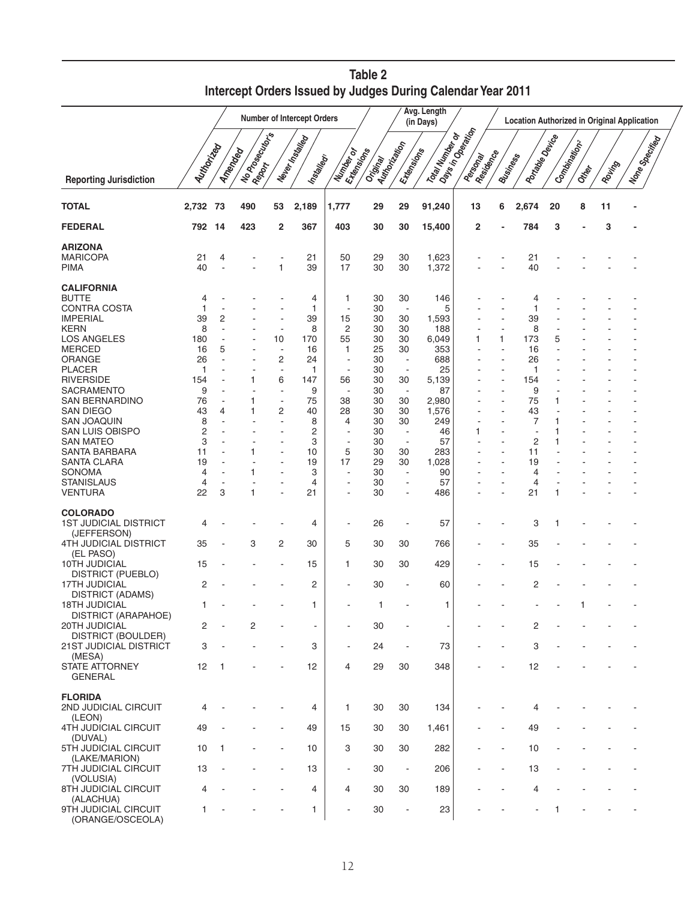# Table 2
## Intercept Orders Issued by Judges During Calendar Year 2011

| Reporting Jurisdiction | Number of Intercept Orders | | | | | | Avg. Length (in Days) | | | Location Authorized in Original Application | | | | | | | |
|---|---|---|---|---|---|---|---|---|---|---|---|---|---|---|---|---|---|
| | Authorized | Amended | No Prosecutor's Report | Never Installed | Installed[1] | Number of Extensions | Original Authorization | Extensions | Total Number of Days in Operation | Personal Residence | Business | Portable Device | Combination[2] | Other | Roving | None Specified |
| **TOTAL** | **2,732** | **73** | **490** | **53** | **2,189** | **1,777** | **29** | **29** | **91,240** | **13** | **6** | **2,674** | **20** | **8** | **11** | **-** |
| **FEDERAL** | **792** | **14** | **423** | **2** | **367** | **403** | **30** | **30** | **15,400** | **2** | **-** | **784** | **3** | **-** | **3** | **-** |
| **ARIZONA** | | | | | | | | | | | | | | | | |
| MARICOPA | 21 | 4 | - | - | 21 | 50 | 29 | 30 | 1,623 | - | - | 21 | - | - | - | - |
| PIMA | 40 | - | - | 1 | 39 | 17 | 30 | 30 | 1,372 | - | - | 40 | - | - | - | - |
| **CALIFORNIA** | | | | | | | | | | | | | | | | |
| BUTTE | 4 | - | - | - | 4 | 1 | 30 | 30 | 146 | - | - | 4 | - | - | - | - |
| CONTRA COSTA | 1 | - | - | - | 1 | - | 30 | - | 5 | - | - | 1 | - | - | - | - |
| IMPERIAL | 39 | 2 | - | - | 39 | 15 | 30 | 30 | 1,593 | - | - | 39 | - | - | - | - |
| KERN | 8 | - | - | - | 8 | 2 | 30 | 30 | 188 | - | - | 8 | - | - | - | - |
| LOS ANGELES | 180 | - | - | 10 | 170 | 55 | 30 | 30 | 6,049 | 1 | 1 | 173 | 5 | - | - | - |
| MERCED | 16 | 5 | - | - | 16 | 1 | 25 | 30 | 353 | - | - | 16 | - | - | - | - |
| ORANGE | 26 | - | - | 2 | 24 | - | 30 | - | 688 | - | - | 26 | - | - | - | - |
| PLACER | 1 | - | - | - | 1 | - | 30 | - | 25 | - | - | 1 | - | - | - | - |
| RIVERSIDE | 154 | - | 1 | 6 | 147 | 56 | 30 | 30 | 5,139 | - | - | 154 | - | - | - | - |
| SACRAMENTO | 9 | - | - | - | 9 | - | 30 | - | 87 | - | - | 9 | - | - | - | - |
| SAN BERNARDINO | 76 | - | 1 | - | 75 | 38 | 30 | 30 | 2,980 | - | - | 75 | 1 | - | - | - |
| SAN DIEGO | 43 | 4 | 1 | 2 | 40 | 28 | 30 | 30 | 1,576 | - | - | 43 | - | - | - | - |
| SAN JOAQUIN | 8 | - | - | - | 8 | 4 | 30 | 30 | 249 | - | - | 7 | 1 | - | - | - |
| SAN LUIS OBISPO | 2 | - | - | - | 2 | - | 30 | - | 46 | 1 | - | - | 1 | - | - | - |
| SAN MATEO | 3 | - | - | - | 3 | - | 30 | - | 57 | - | - | 2 | 1 | - | - | - |
| SANTA BARBARA | 11 | - | 1 | - | 10 | 5 | 30 | 30 | 283 | - | - | 11 | - | - | - | - |
| SANTA CLARA | 19 | - | - | - | 19 | 17 | 29 | 30 | 1,028 | - | - | 19 | - | - | - | - |
| SONOMA | 4 | - | 1 | - | 3 | - | 30 | - | 90 | - | - | 4 | - | - | - | - |
| STANISLAUS | 4 | - | - | - | 4 | - | 30 | - | 57 | - | - | 4 | - | - | - | - |
| VENTURA | 22 | 3 | 1 | - | 21 | - | 30 | - | 486 | - | - | 21 | 1 | - | - | - |
| **COLORADO** | | | | | | | | | | | | | | | | |
| 1ST JUDICIAL DISTRICT (JEFFERSON) | 4 | - | - | - | 4 | - | 26 | - | 57 | - | - | 3 | 1 | - | - | - |
| 4TH JUDICIAL DISTRICT (EL PASO) | 35 | - | 3 | 2 | 30 | 5 | 30 | 30 | 766 | - | - | 35 | - | - | - | - |
| 10TH JUDICIAL DISTRICT (PUEBLO) | 15 | - | - | - | 15 | 1 | 30 | 30 | 429 | - | - | 15 | - | - | - | - |
| 17TH JUDICIAL DISTRICT (ADAMS) | 2 | - | - | - | 2 | - | 30 | - | 60 | - | - | 2 | - | - | - | - |
| 18TH JUDICIAL DISTRICT (ARAPAHOE) | 1 | - | - | - | 1 | - | 1 | - | 1 | - | - | - | - | 1 | - | - |
| 20TH JUDICIAL DISTRICT (BOULDER) | 2 | - | 2 | - | - | - | 30 | - | - | - | - | 2 | - | - | - | - |
| 21ST JUDICIAL DISTRICT (MESA) | 3 | - | - | - | 3 | - | 24 | - | 73 | - | - | 3 | - | - | - | - |
| STATE ATTORNEY GENERAL | 12 | 1 | - | - | 12 | 4 | 29 | 30 | 348 | - | - | 12 | - | - | - | - |
| **FLORIDA** | | | | | | | | | | | | | | | | |
| 2ND JUDICIAL CIRCUIT (LEON) | 4 | - | - | - | 4 | 1 | 30 | 30 | 134 | - | - | 4 | - | - | - | - |
| 4TH JUDICIAL CIRCUIT (DUVAL) | 49 | - | - | - | 49 | 15 | 30 | 30 | 1,461 | - | - | 49 | - | - | - | - |
| 5TH JUDICIAL CIRCUIT (LAKE/MARION) | 10 | 1 | - | - | 10 | 3 | 30 | 30 | 282 | - | - | 10 | - | - | - | - |
| 7TH JUDICIAL CIRCUIT (VOLUSIA) | 13 | - | - | - | 13 | - | 30 | - | 206 | - | - | 13 | - | - | - | - |
| 8TH JUDICIAL CIRCUIT (ALACHUA) | 4 | - | - | - | 4 | 4 | 30 | 30 | 189 | - | - | 4 | - | - | - | - |
| 9TH JUDICIAL CIRCUIT (ORANGE/OSCEOLA) | 1 | - | - | - | 1 | - | 30 | - | 23 | - | - | - | 1 | - | - | - |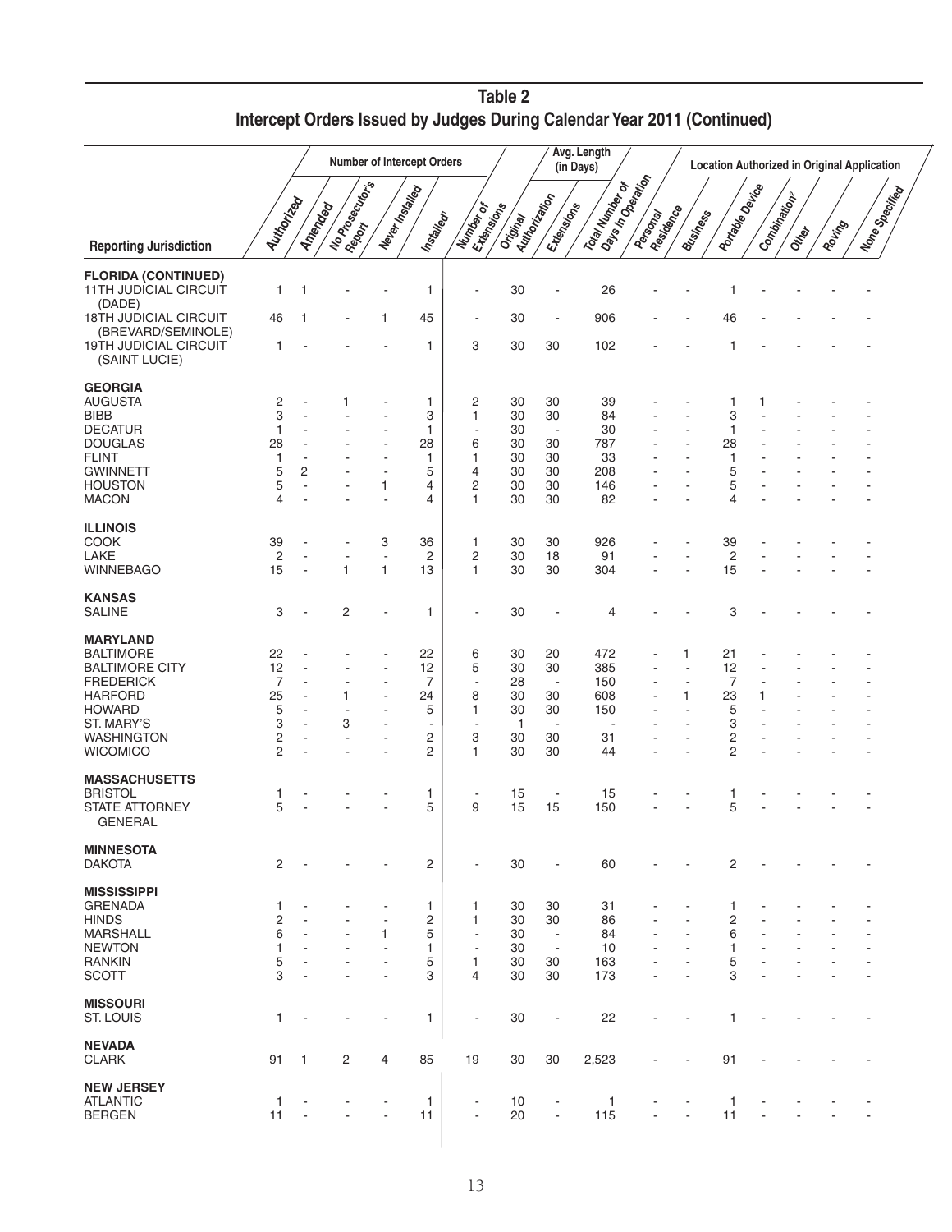## Table 2

## Intercept Orders Issued by Judges During Calendar Year 2011 (Continued)

| Reporting Jurisdiction | Number of Intercept Orders | | | | | | Avg. Length (in Days) | | | Location Authorized in Original Application | | | | | | | |
|---|---|---|---|---|---|---|---|---|---|---|---|---|---|---|---|---|---|
| | Authorized | Amended | No Prosecutor's Report | Never Installed | Installed[1] | Number of Extensions | Original Authorization | Extensions | Total Number of Days in Operation | Personal Residence | Business | Portable Device | Combination[2] | Other | Roving | None Specified |
| **FLORIDA (CONTINUED)** | | | | | | | | | | | | | | | | |
| 11TH JUDICIAL CIRCUIT (DADE) | 1 | 1 | - | - | 1 | - | 30 | - | 26 | - | - | 1 | - | - | - | - |
| 18TH JUDICIAL CIRCUIT (BREVARD/SEMINOLE) | 46 | 1 | - | 1 | 45 | - | 30 | - | 906 | - | - | 46 | - | - | - | - |
| 19TH JUDICIAL CIRCUIT (SAINT LUCIE) | 1 | - | - | - | 1 | 3 | 30 | 30 | 102 | - | - | 1 | - | - | - | - |
| **GEORGIA** | | | | | | | | | | | | | | | | |
| AUGUSTA | 2 | - | 1 | - | 1 | 2 | 30 | 30 | 39 | - | - | 1 | 1 | - | - | - |
| BIBB | 3 | - | - | - | 3 | 1 | 30 | 30 | 84 | - | - | 3 | - | - | - | - |
| DECATUR | 1 | - | - | - | 1 | - | 30 | - | 30 | - | - | 1 | - | - | - | - |
| DOUGLAS | 28 | - | - | - | 28 | 6 | 30 | 30 | 787 | - | - | 28 | - | - | - | - |
| FLINT | 1 | - | - | - | 1 | 1 | 30 | 30 | 33 | - | - | 1 | - | - | - | - |
| GWINNETT | 5 | 2 | - | - | 5 | 4 | 30 | 30 | 208 | - | - | 5 | - | - | - | - |
| HOUSTON | 5 | - | - | 1 | 4 | 2 | 30 | 30 | 146 | - | - | 5 | - | - | - | - |
| MACON | 4 | - | - | - | 4 | 1 | 30 | 30 | 82 | - | - | 4 | - | - | - | - |
| **ILLINOIS** | | | | | | | | | | | | | | | | |
| COOK | 39 | - | - | 3 | 36 | 1 | 30 | 30 | 926 | - | - | 39 | - | - | - | - |
| LAKE | 2 | - | - | - | 2 | 2 | 30 | 18 | 91 | - | - | 2 | - | - | - | - |
| WINNEBAGO | 15 | - | 1 | 1 | 13 | 1 | 30 | 30 | 304 | - | - | 15 | - | - | - | - |
| **KANSAS** | | | | | | | | | | | | | | | | |
| SALINE | 3 | - | 2 | - | 1 | - | 30 | - | 4 | - | - | 3 | - | - | - | - |
| **MARYLAND** | | | | | | | | | | | | | | | | |
| BALTIMORE | 22 | - | - | - | 22 | 6 | 30 | 20 | 472 | - | 1 | 21 | - | - | - | - |
| BALTIMORE CITY | 12 | - | - | - | 12 | 5 | 30 | 30 | 385 | - | - | 12 | - | - | - | - |
| FREDERICK | 7 | - | - | - | 7 | - | 28 | - | 150 | - | - | 7 | - | - | - | - |
| HARFORD | 25 | - | 1 | - | 24 | 8 | 30 | 30 | 608 | - | 1 | 23 | 1 | - | - | - |
| HOWARD | 5 | - | - | - | 5 | 1 | 30 | 30 | 150 | - | - | 5 | - | - | - | - |
| ST. MARY'S | 3 | - | 3 | - | - | - | 1 | - | - | - | - | 3 | - | - | - | - |
| WASHINGTON | 2 | - | - | - | 2 | 3 | 30 | 30 | 31 | - | - | 2 | - | - | - | - |
| WICOMICO | 2 | - | - | - | 2 | 1 | 30 | 30 | 44 | - | - | 2 | - | - | - | - |
| **MASSACHUSETTS** | | | | | | | | | | | | | | | | |
| BRISTOL | 1 | - | - | - | 1 | - | 15 | - | 15 | - | - | 1 | - | - | - | - |
| STATE ATTORNEY GENERAL | 5 | - | - | - | 5 | 9 | 15 | 15 | 150 | - | - | 5 | - | - | - | - |
| **MINNESOTA** | | | | | | | | | | | | | | | | |
| DAKOTA | 2 | - | - | - | 2 | - | 30 | - | 60 | - | - | 2 | - | - | - | - |
| **MISSISSIPPI** | | | | | | | | | | | | | | | | |
| GRENADA | 1 | - | - | - | 1 | 1 | 30 | 30 | 31 | - | - | 1 | - | - | - | - |
| HINDS | 2 | - | - | - | 2 | 1 | 30 | 30 | 86 | - | - | 2 | - | - | - | - |
| MARSHALL | 6 | - | - | 1 | 5 | - | 30 | - | 84 | - | - | 6 | - | - | - | - |
| NEWTON | 1 | - | - | - | 1 | - | 30 | - | 10 | - | - | 1 | - | - | - | - |
| RANKIN | 5 | - | - | - | 5 | 1 | 30 | 30 | 163 | - | - | 5 | - | - | - | - |
| SCOTT | 3 | - | - | - | 3 | 4 | 30 | 30 | 173 | - | - | 3 | - | - | - | - |
| **MISSOURI** | | | | | | | | | | | | | | | | |
| ST. LOUIS | 1 | - | - | - | 1 | - | 30 | - | 22 | - | - | 1 | - | - | - | - |
| **NEVADA** | | | | | | | | | | | | | | | | |
| CLARK | 91 | 1 | 2 | 4 | 85 | 19 | 30 | 30 | 2,523 | - | - | 91 | - | - | - | - |
| **NEW JERSEY** | | | | | | | | | | | | | | | | |
| ATLANTIC | 1 | - | - | - | 1 | - | 10 | - | 1 | - | - | 1 | - | - | - | - |
| BERGEN | 11 | - | - | - | 11 | - | 20 | - | 115 | - | - | 11 | - | - | - | - |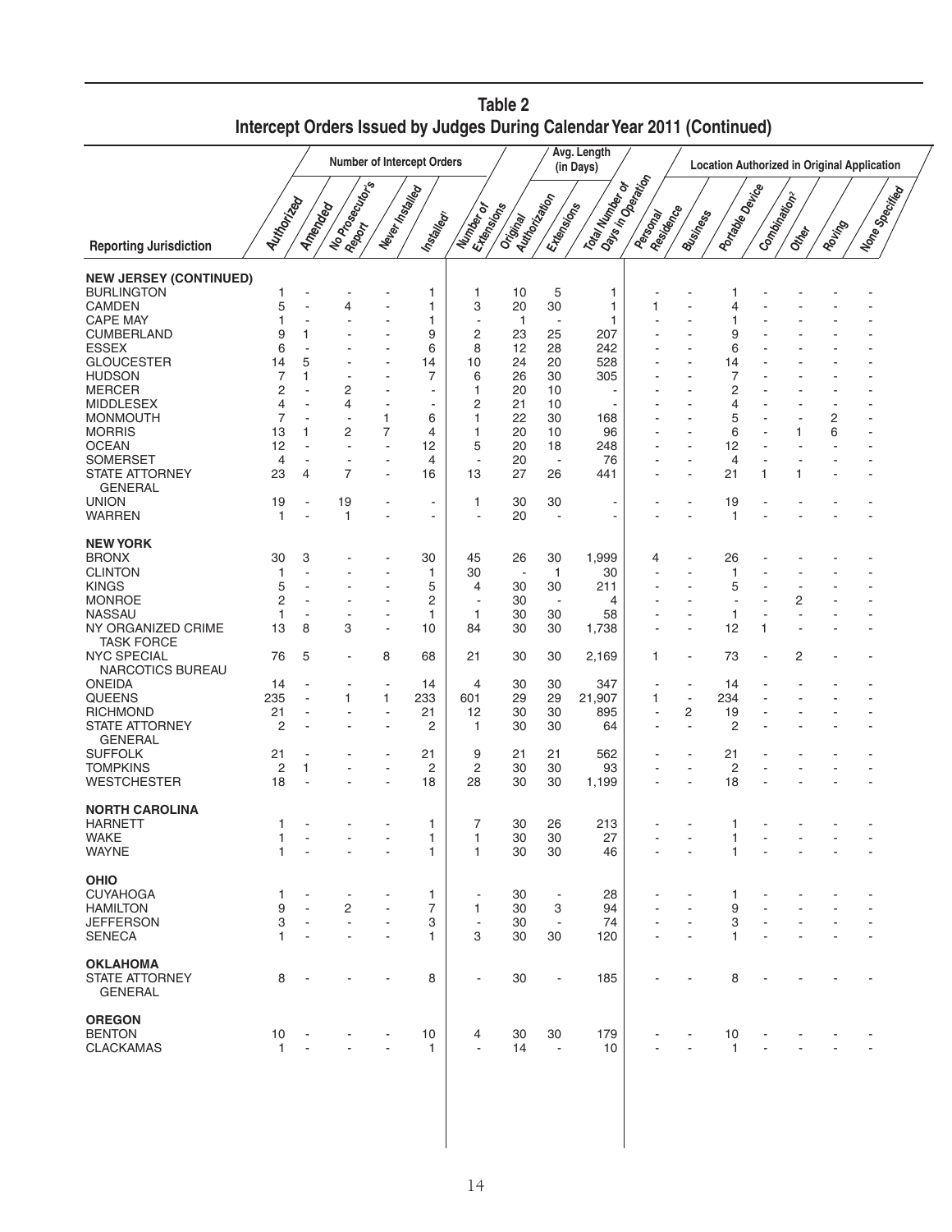## Table 2
## Intercept Orders Issued by Judges During Calendar Year 2011 (Continued)

| Reporting Jurisdiction | Number of Intercept Orders | | | | | | Avg. Length (in Days) | | | Location Authorized in Original Application | | | | | | | |
|---|---|---|---|---|---|---|---|---|---|---|---|---|---|---|---|---|---|
| | Authorized | Amended | No Prosecutor's Report | Never Installed | Installed[1] | Number of Extensions | Original Authorization | Extensions | Total Number of Days in Operation | Personal Residence | Business | Portable Device | Combination[2] | Other | Roving | None Specified |
| **NEW JERSEY (CONTINUED)** | | | | | | | | | | | | | | | | |
| BURLINGTON | 1 | - | - | - | 1 | 1 | 10 | 5 | 1 | - | - | 1 | - | - | - | - |
| CAMDEN | 5 | - | 4 | - | 1 | 3 | 20 | 30 | 1 | 1 | - | 4 | - | - | - | - |
| CAPE MAY | 1 | - | - | - | 1 | - | 1 | - | 1 | - | - | 1 | - | - | - | - |
| CUMBERLAND | 9 | 1 | - | - | 9 | 2 | 23 | 25 | 207 | - | - | 9 | - | - | - | - |
| ESSEX | 6 | - | - | - | 6 | 8 | 12 | 28 | 242 | - | - | 6 | - | - | - | - |
| GLOUCESTER | 14 | 5 | - | - | 14 | 10 | 24 | 20 | 528 | - | - | 14 | - | - | - | - |
| HUDSON | 7 | 1 | - | - | 7 | 6 | 26 | 30 | 305 | - | - | 7 | - | - | - | - |
| MERCER | 2 | - | 2 | - | - | 1 | 20 | 10 | - | - | - | 2 | - | - | - | - |
| MIDDLESEX | 4 | - | 4 | - | - | 2 | 21 | 10 | - | - | - | 4 | - | - | - | - |
| MONMOUTH | 7 | - | - | 1 | 6 | 1 | 22 | 30 | 168 | - | - | 5 | - | - | 2 | - |
| MORRIS | 13 | 1 | 2 | 7 | 4 | 1 | 20 | 10 | 96 | - | - | 6 | - | 1 | 6 | - |
| OCEAN | 12 | - | - | - | 12 | 5 | 20 | 18 | 248 | - | - | 12 | - | - | - | - |
| SOMERSET | 4 | - | - | - | 4 | - | 20 | - | 76 | - | - | 4 | - | - | - | - |
| STATE ATTORNEY GENERAL | 23 | 4 | 7 | - | 16 | 13 | 27 | 26 | 441 | - | - | 21 | 1 | 1 | - | - |
| UNION | 19 | - | 19 | - | - | 1 | 30 | 30 | - | - | - | 19 | - | - | - | - |
| WARREN | 1 | - | 1 | - | - | - | 20 | - | - | - | - | 1 | - | - | - | - |
| **NEW YORK** | | | | | | | | | | | | | | | | |
| BRONX | 30 | 3 | - | - | 30 | 45 | 26 | 30 | 1,999 | 4 | - | 26 | - | - | - | - |
| CLINTON | 1 | - | - | - | 1 | 30 | - | 1 | 30 | - | - | 1 | - | - | - | - |
| KINGS | 5 | - | - | - | 5 | 4 | 30 | 30 | 211 | - | - | 5 | - | - | - | - |
| MONROE | 2 | - | - | - | 2 | - | 30 | - | 4 | - | - | - | - | 2 | - | - |
| NASSAU | 1 | - | - | - | 1 | 1 | 30 | 30 | 58 | - | - | 1 | - | - | - | - |
| NY ORGANIZED CRIME TASK FORCE | 13 | 8 | 3 | - | 10 | 84 | 30 | 30 | 1,738 | - | - | 12 | 1 | - | - | - |
| NYC SPECIAL NARCOTICS BUREAU | 76 | 5 | - | 8 | 68 | 21 | 30 | 30 | 2,169 | 1 | - | 73 | - | 2 | - | - |
| ONEIDA | 14 | - | - | - | 14 | 4 | 30 | 30 | 347 | - | - | 14 | - | - | - | - |
| QUEENS | 235 | - | 1 | 1 | 233 | 601 | 29 | 29 | 21,907 | 1 | - | 234 | - | - | - | - |
| RICHMOND | 21 | - | - | - | 21 | 12 | 30 | 30 | 895 | - | 2 | 19 | - | - | - | - |
| STATE ATTORNEY GENERAL | 2 | - | - | - | 2 | 1 | 30 | 30 | 64 | - | - | 2 | - | - | - | - |
| SUFFOLK | 21 | - | - | - | 21 | 9 | 21 | 21 | 562 | - | - | 21 | - | - | - | - |
| TOMPKINS | 2 | 1 | - | - | 2 | 2 | 30 | 30 | 93 | - | - | 2 | - | - | - | - |
| WESTCHESTER | 18 | - | - | - | 18 | 28 | 30 | 30 | 1,199 | - | - | 18 | - | - | - | - |
| **NORTH CAROLINA** | | | | | | | | | | | | | | | | |
| HARNETT | 1 | - | - | - | 1 | 7 | 30 | 26 | 213 | - | - | 1 | - | - | - | - |
| WAKE | 1 | - | - | - | 1 | 1 | 30 | 30 | 27 | - | - | 1 | - | - | - | - |
| WAYNE | 1 | - | - | - | 1 | 1 | 30 | 30 | 46 | - | - | 1 | - | - | - | - |
| **OHIO** | | | | | | | | | | | | | | | | |
| CUYAHOGA | 1 | - | - | - | 1 | - | 30 | - | 28 | - | - | 1 | - | - | - | - |
| HAMILTON | 9 | - | 2 | - | 7 | 1 | 30 | 3 | 94 | - | - | 9 | - | - | - | - |
| JEFFERSON | 3 | - | - | - | 3 | - | 30 | - | 74 | - | - | 3 | - | - | - | - |
| SENECA | 1 | - | - | - | 1 | 3 | 30 | 30 | 120 | - | - | 1 | - | - | - | - |
| **OKLAHOMA** | | | | | | | | | | | | | | | | |
| STATE ATTORNEY GENERAL | 8 | - | - | - | 8 | - | 30 | - | 185 | - | - | 8 | - | - | - | - |
| **OREGON** | | | | | | | | | | | | | | | | |
| BENTON | 10 | - | - | - | 10 | 4 | 30 | 30 | 179 | - | - | 10 | - | - | - | - |
| CLACKAMAS | 1 | - | - | - | 1 | - | 14 | - | 10 | - | - | 1 | - | - | - | - |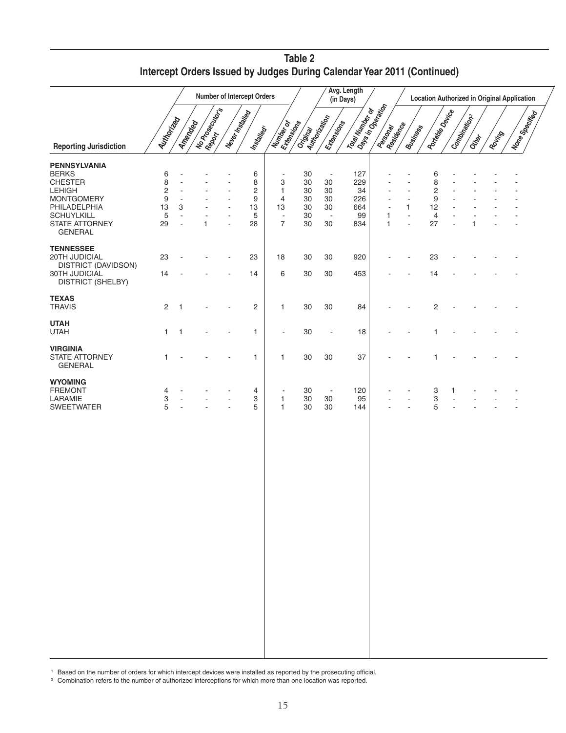## Table 2

## Intercept Orders Issued by Judges During Calendar Year 2011 (Continued)

| Reporting Jurisdiction | Number of Intercept Orders | | | | | | Avg. Length (in Days) | | | Location Authorized in Original Application | | | | | | | |
|---|---|---|---|---|---|---|---|---|---|---|---|---|---|---|---|---|---|
| | Authorized | Amended | No Prosecutor's Report | Never Installed | Installed[1] | Number of Extensions | Original Authorization | Extensions | Total Number of Days in Operation | Personal Residence | Business | Portable Device | Combination[2] | Other | Roving | None Specified |
| **PENNSYLVANIA** | | | | | | | | | | | | | | | | |
| BERKS | 6 | - | - | - | 6 | - | 30 | - | 127 | - | - | 6 | - | - | - | - |
| CHESTER | 8 | - | - | - | 8 | 3 | 30 | 30 | 229 | - | - | 8 | - | - | - | - |
| LEHIGH | 2 | - | - | - | 2 | 1 | 30 | 30 | 34 | - | - | 2 | - | - | - | - |
| MONTGOMERY | 9 | - | - | - | 9 | 4 | 30 | 30 | 226 | - | - | 9 | - | - | - | - |
| PHILADELPHIA | 13 | 3 | - | - | 13 | 13 | 30 | 30 | 664 | - | 1 | 12 | - | - | - | - |
| SCHUYLKILL | 5 | - | - | - | 5 | - | 30 | - | 99 | 1 | - | 4 | - | - | - | - |
| STATE ATTORNEY GENERAL | 29 | - | 1 | - | 28 | 7 | 30 | 30 | 834 | 1 | - | 27 | - | 1 | - | - |
| **TENNESSEE** | | | | | | | | | | | | | | | | |
| 20TH JUDICIAL DISTRICT (DAVIDSON) | 23 | - | - | - | 23 | 18 | 30 | 30 | 920 | - | - | 23 | - | - | - | - |
| 30TH JUDICIAL DISTRICT (SHELBY) | 14 | - | - | - | 14 | 6 | 30 | 30 | 453 | - | - | 14 | - | - | - | - |
| **TEXAS** | | | | | | | | | | | | | | | | |
| TRAVIS | 2 | 1 | - | - | 2 | 1 | 30 | 30 | 84 | - | - | 2 | - | - | - | - |
| **UTAH** | | | | | | | | | | | | | | | | |
| UTAH | 1 | 1 | - | - | 1 | - | 30 | - | 18 | - | - | 1 | - | - | - | - |
| **VIRGINIA** | | | | | | | | | | | | | | | | |
| STATE ATTORNEY GENERAL | 1 | - | - | - | 1 | 1 | 30 | 30 | 37 | - | - | 1 | - | - | - | - |
| **WYOMING** | | | | | | | | | | | | | | | | |
| FREMONT | 4 | - | - | - | 4 | - | 30 | - | 120 | - | - | 3 | 1 | - | - | - |
| LARAMIE | 3 | - | - | - | 3 | 1 | 30 | 30 | 95 | - | - | 3 | - | - | - | - |
| SWEETWATER | 5 | - | - | - | 5 | 1 | 30 | 30 | 144 | - | - | 5 | - | - | - | - |

[1] Based on the number of orders for which intercept devices were installed as reported by the prosecuting official.

[2] Combination refers to the number of authorized interceptions for which more than one location was reported.